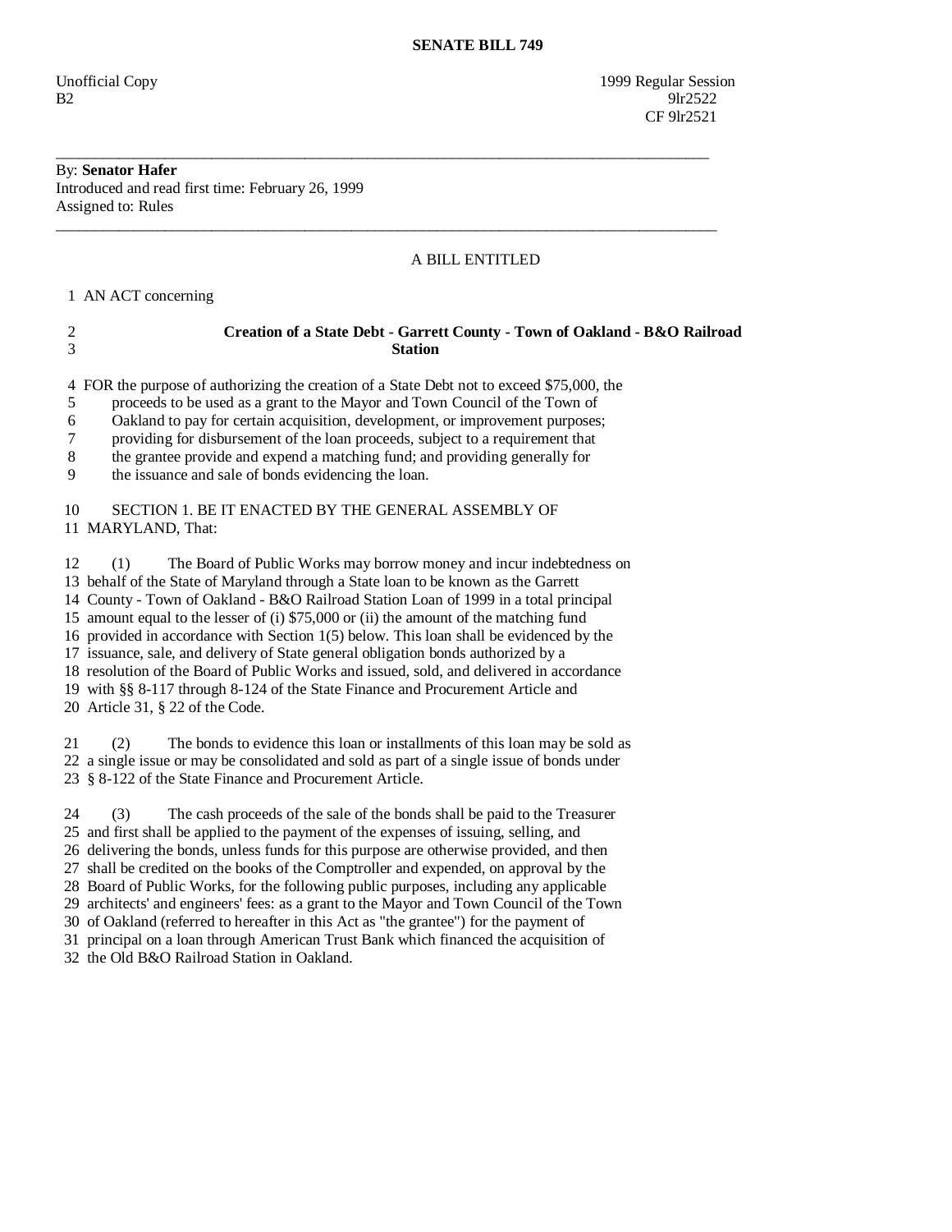# SENATE BILL 749

Unofficial Copy 1999 Regular Session
B2 9lr2522
CF 9lr2521

---

By: **Senator Hafer**
Introduced and read first time: February 26, 1999
Assigned to: Rules

---

A BILL ENTITLED

1 AN ACT concerning

2 **Creation of a State Debt - Garrett County - Town of Oakland - B&O Railroad**
3 **Station**

4 FOR the purpose of authorizing the creation of a State Debt not to exceed $75,000, the
5 proceeds to be used as a grant to the Mayor and Town Council of the Town of
6 Oakland to pay for certain acquisition, development, or improvement purposes;
7 providing for disbursement of the loan proceeds, subject to a requirement that
8 the grantee provide and expend a matching fund; and providing generally for
9 the issuance and sale of bonds evidencing the loan.

10 SECTION 1. BE IT ENACTED BY THE GENERAL ASSEMBLY OF
11 MARYLAND, That:

12 (1) The Board of Public Works may borrow money and incur indebtedness on
13 behalf of the State of Maryland through a State loan to be known as the Garrett
14 County - Town of Oakland - B&O Railroad Station Loan of 1999 in a total principal
15 amount equal to the lesser of (i) $75,000 or (ii) the amount of the matching fund
16 provided in accordance with Section 1(5) below. This loan shall be evidenced by the
17 issuance, sale, and delivery of State general obligation bonds authorized by a
18 resolution of the Board of Public Works and issued, sold, and delivered in accordance
19 with §§ 8-117 through 8-124 of the State Finance and Procurement Article and
20 Article 31, § 22 of the Code.

21 (2) The bonds to evidence this loan or installments of this loan may be sold as
22 a single issue or may be consolidated and sold as part of a single issue of bonds under
23 § 8-122 of the State Finance and Procurement Article.

24 (3) The cash proceeds of the sale of the bonds shall be paid to the Treasurer
25 and first shall be applied to the payment of the expenses of issuing, selling, and
26 delivering the bonds, unless funds for this purpose are otherwise provided, and then
27 shall be credited on the books of the Comptroller and expended, on approval by the
28 Board of Public Works, for the following public purposes, including any applicable
29 architects' and engineers' fees: as a grant to the Mayor and Town Council of the Town
30 of Oakland (referred to hereafter in this Act as "the grantee") for the payment of
31 principal on a loan through American Trust Bank which financed the acquisition of
32 the Old B&O Railroad Station in Oakland.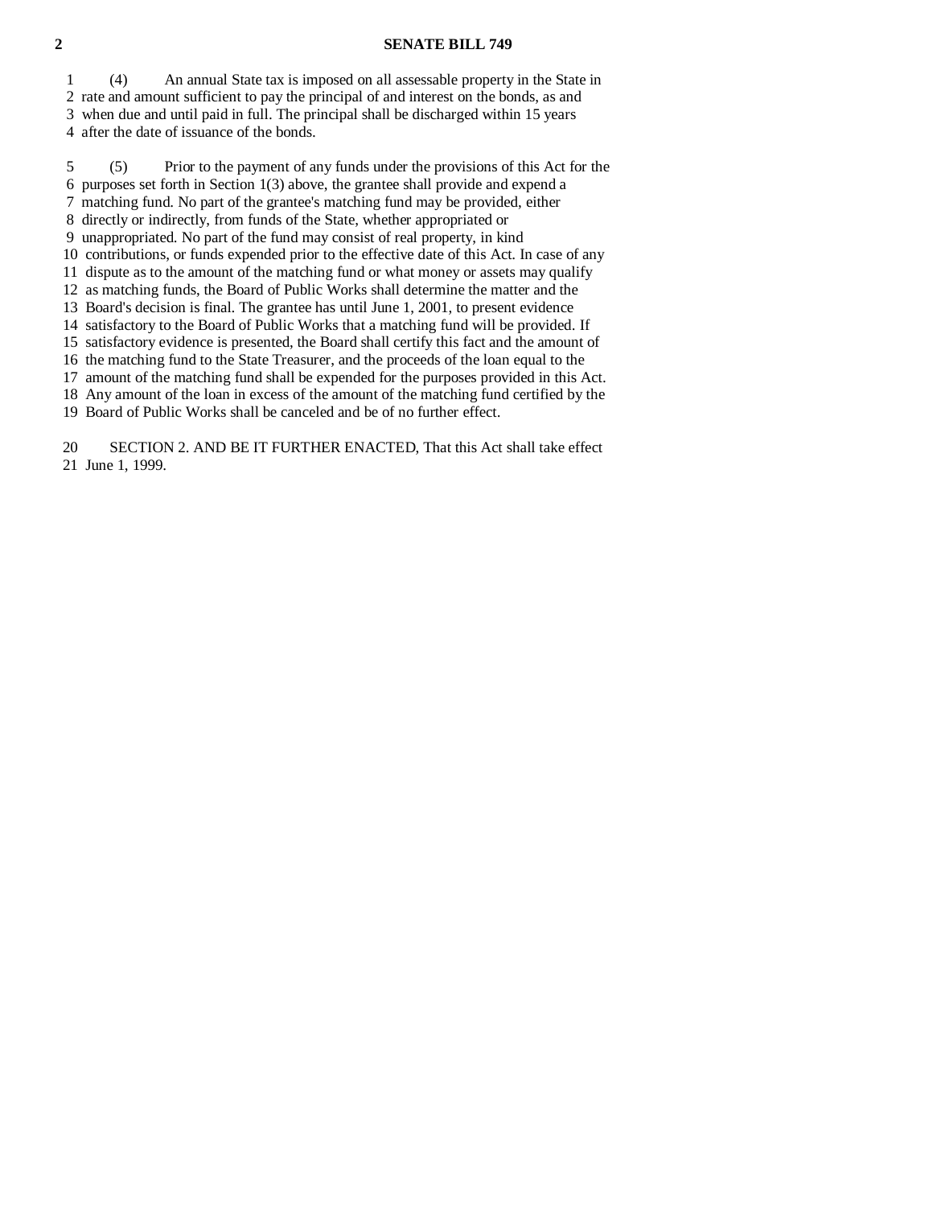(4) An annual State tax is imposed on all assessable property in the State in rate and amount sufficient to pay the principal of and interest on the bonds, as and when due and until paid in full. The principal shall be discharged within 15 years after the date of issuance of the bonds.

(5) Prior to the payment of any funds under the provisions of this Act for the purposes set forth in Section 1(3) above, the grantee shall provide and expend a matching fund. No part of the grantee's matching fund may be provided, either directly or indirectly, from funds of the State, whether appropriated or unappropriated. No part of the fund may consist of real property, in kind contributions, or funds expended prior to the effective date of this Act. In case of any dispute as to the amount of the matching fund or what money or assets may qualify as matching funds, the Board of Public Works shall determine the matter and the Board's decision is final. The grantee has until June 1, 2001, to present evidence satisfactory to the Board of Public Works that a matching fund will be provided. If satisfactory evidence is presented, the Board shall certify this fact and the amount of the matching fund to the State Treasurer, and the proceeds of the loan equal to the amount of the matching fund shall be expended for the purposes provided in this Act. Any amount of the loan in excess of the amount of the matching fund certified by the Board of Public Works shall be canceled and be of no further effect.

SECTION 2. AND BE IT FURTHER ENACTED, That this Act shall take effect June 1, 1999.